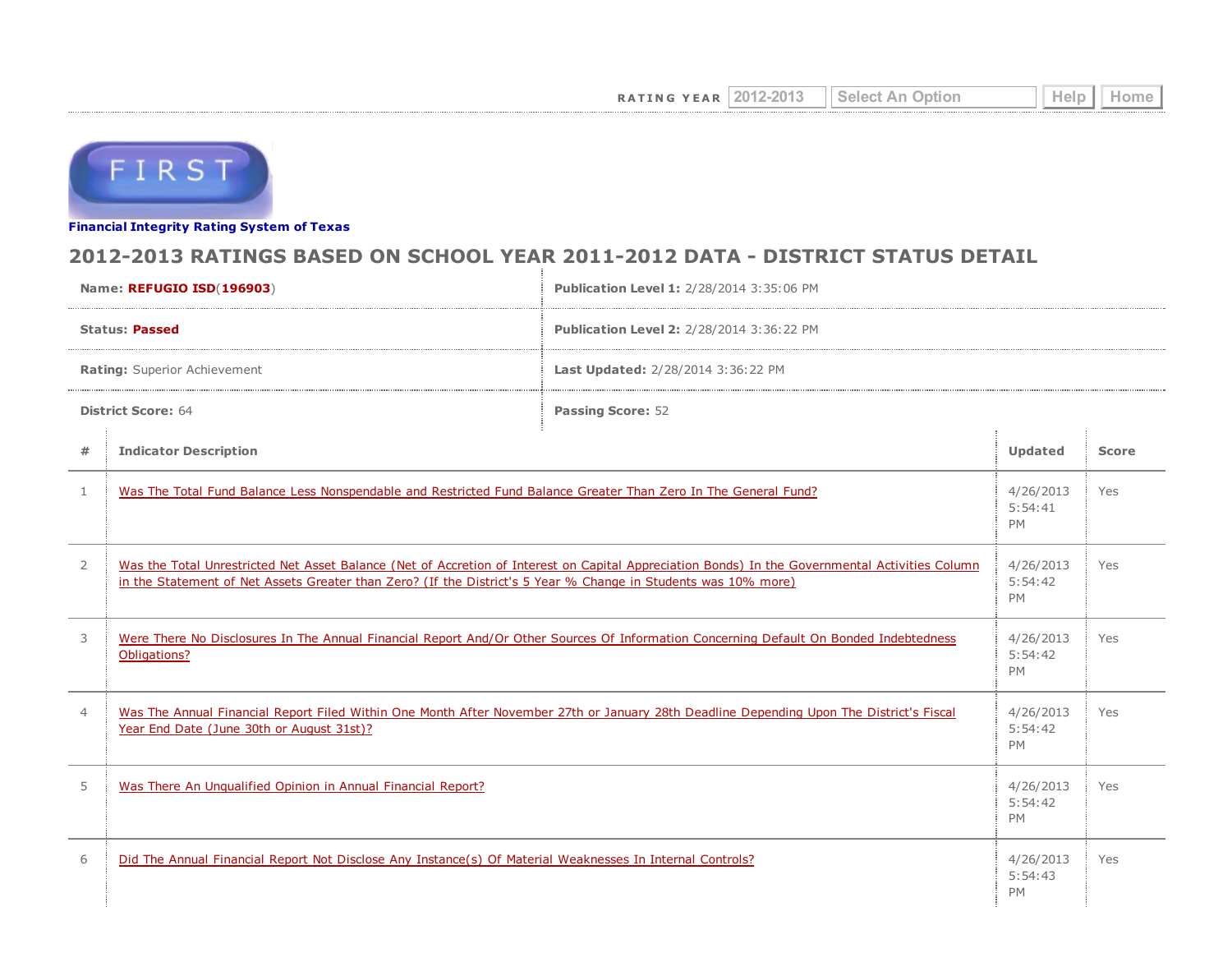RATING YEAR 2012-2013 Select An Option Help Home

FIRST

**Financial Integrity Rating System of Texas**

## 2012-2013 RATINGS BASED ON SCHOOL YEAR 2011-2012 DATA - DISTRICT STATUS DETAIL

| | |
|---|---|
| **Name:** REFUGIO ISD(196903) | **Publication Level 1:** 2/28/2014 3:35:06 PM |
| **Status:** Passed | **Publication Level 2:** 2/28/2014 3:36:22 PM |
| **Rating:** Superior Achievement | **Last Updated:** 2/28/2014 3:36:22 PM |
| **District Score:** 64 | **Passing Score:** 52 |

| # | Indicator Description | Updated | Score |
|---|---|---|---|
| 1 | Was The Total Fund Balance Less Nonspendable and Restricted Fund Balance Greater Than Zero In The General Fund? | 4/26/2013 5:54:41 PM | Yes |
| 2 | Was the Total Unrestricted Net Asset Balance (Net of Accretion of Interest on Capital Appreciation Bonds) In the Governmental Activities Column in the Statement of Net Assets Greater than Zero? (If the District's 5 Year % Change in Students was 10% more) | 4/26/2013 5:54:42 PM | Yes |
| 3 | Were There No Disclosures In The Annual Financial Report And/Or Other Sources Of Information Concerning Default On Bonded Indebtedness Obligations? | 4/26/2013 5:54:42 PM | Yes |
| 4 | Was The Annual Financial Report Filed Within One Month After November 27th or January 28th Deadline Depending Upon The District's Fiscal Year End Date (June 30th or August 31st)? | 4/26/2013 5:54:42 PM | Yes |
| 5 | Was There An Unqualified Opinion in Annual Financial Report? | 4/26/2013 5:54:42 PM | Yes |
| 6 | Did The Annual Financial Report Not Disclose Any Instance(s) Of Material Weaknesses In Internal Controls? | 4/26/2013 5:54:43 PM | Yes |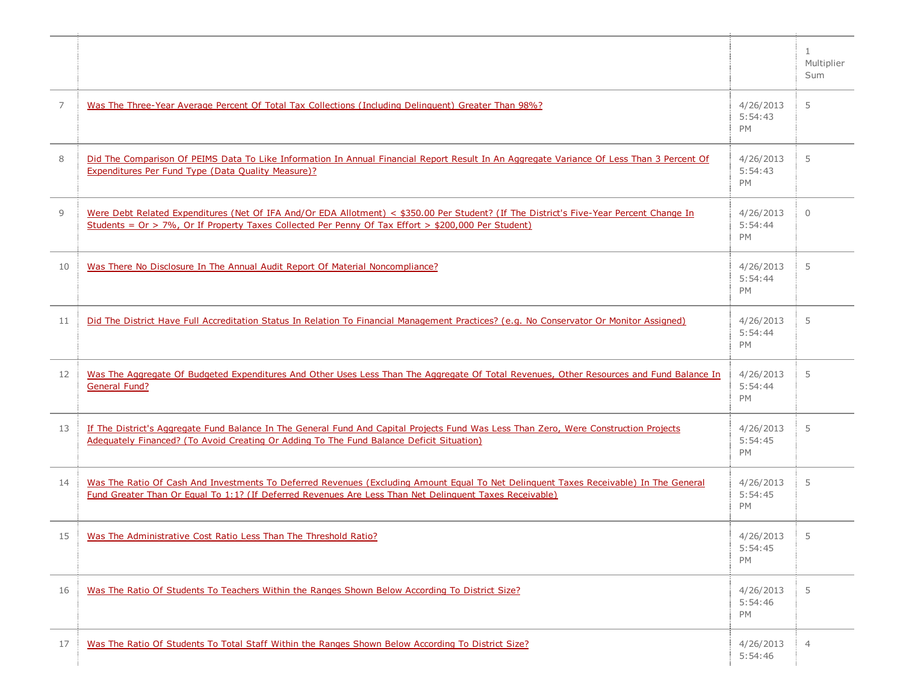| | | | 1 Multiplier Sum |
|---|---|---|---|
| 7 | Was The Three-Year Average Percent Of Total Tax Collections (Including Delinquent) Greater Than 98%? | 4/26/2013 5:54:43 PM | 5 |
| 8 | Did The Comparison Of PEIMS Data To Like Information In Annual Financial Report Result In An Aggregate Variance Of Less Than 3 Percent Of Expenditures Per Fund Type (Data Quality Measure)? | 4/26/2013 5:54:43 PM | 5 |
| 9 | Were Debt Related Expenditures (Net Of IFA And/Or EDA Allotment) < $350.00 Per Student? (If The District's Five-Year Percent Change In Students = Or > 7%, Or If Property Taxes Collected Per Penny Of Tax Effort > $200,000 Per Student) | 4/26/2013 5:54:44 PM | 0 |
| 10 | Was There No Disclosure In The Annual Audit Report Of Material Noncompliance? | 4/26/2013 5:54:44 PM | 5 |
| 11 | Did The District Have Full Accreditation Status In Relation To Financial Management Practices? (e.g. No Conservator Or Monitor Assigned) | 4/26/2013 5:54:44 PM | 5 |
| 12 | Was The Aggregate Of Budgeted Expenditures And Other Uses Less Than The Aggregate Of Total Revenues, Other Resources and Fund Balance In General Fund? | 4/26/2013 5:54:44 PM | 5 |
| 13 | If The District's Aggregate Fund Balance In The General Fund And Capital Projects Fund Was Less Than Zero, Were Construction Projects Adequately Financed? (To Avoid Creating Or Adding To The Fund Balance Deficit Situation) | 4/26/2013 5:54:45 PM | 5 |
| 14 | Was The Ratio Of Cash And Investments To Deferred Revenues (Excluding Amount Equal To Net Delinquent Taxes Receivable) In The General Fund Greater Than Or Equal To 1:1? (If Deferred Revenues Are Less Than Net Delinquent Taxes Receivable) | 4/26/2013 5:54:45 PM | 5 |
| 15 | Was The Administrative Cost Ratio Less Than The Threshold Ratio? | 4/26/2013 5:54:45 PM | 5 |
| 16 | Was The Ratio Of Students To Teachers Within the Ranges Shown Below According To District Size? | 4/26/2013 5:54:46 PM | 5 |
| 17 | Was The Ratio Of Students To Total Staff Within the Ranges Shown Below According To District Size? | 4/26/2013 5:54:46 | 4 |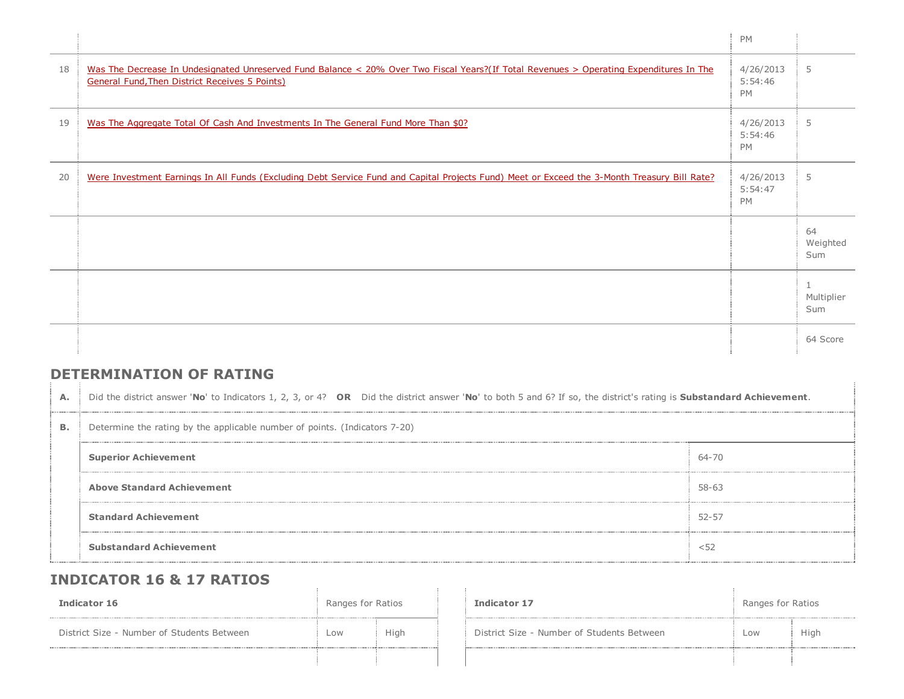| | | | |
|---|---|---|---|
| | | PM | |
| 18 | Was The Decrease In Undesignated Unreserved Fund Balance < 20% Over Two Fiscal Years?(If Total Revenues > Operating Expenditures In The General Fund,Then District Receives 5 Points) | 4/26/2013 5:54:46 PM | 5 |
| 19 | Was The Aggregate Total Of Cash And Investments In The General Fund More Than $0? | 4/26/2013 5:54:46 PM | 5 |
| 20 | Were Investment Earnings In All Funds (Excluding Debt Service Fund and Capital Projects Fund) Meet or Exceed the 3-Month Treasury Bill Rate? | 4/26/2013 5:54:47 PM | 5 |
| | | | 64 Weighted Sum |
| | | | 1 Multiplier Sum |
| | | | 64 Score |

## DETERMINATION OF RATING

| | | |
|---|---|---|
| **A.** | Did the district answer '**No**' to Indicators 1, 2, 3, or 4? **OR** Did the district answer '**No**' to both 5 and 6? If so, the district's rating is **Substandard Achievement**. | |
| **B.** | Determine the rating by the applicable number of points. (Indicators 7-20) | |
| | **Superior Achievement** | 64-70 |
| | **Above Standard Achievement** | 58-63 |
| | **Standard Achievement** | 52-57 |
| | **Substandard Achievement** | <52 |

## INDICATOR 16 & 17 RATIOS

| Indicator 16 | Ranges for Ratios | |
|---|---|---|
| District Size - Number of Students Between | Low | High |
| | | |

| Indicator 17 | Ranges for Ratios | |
|---|---|---|
| District Size - Number of Students Between | Low | High |
| | | |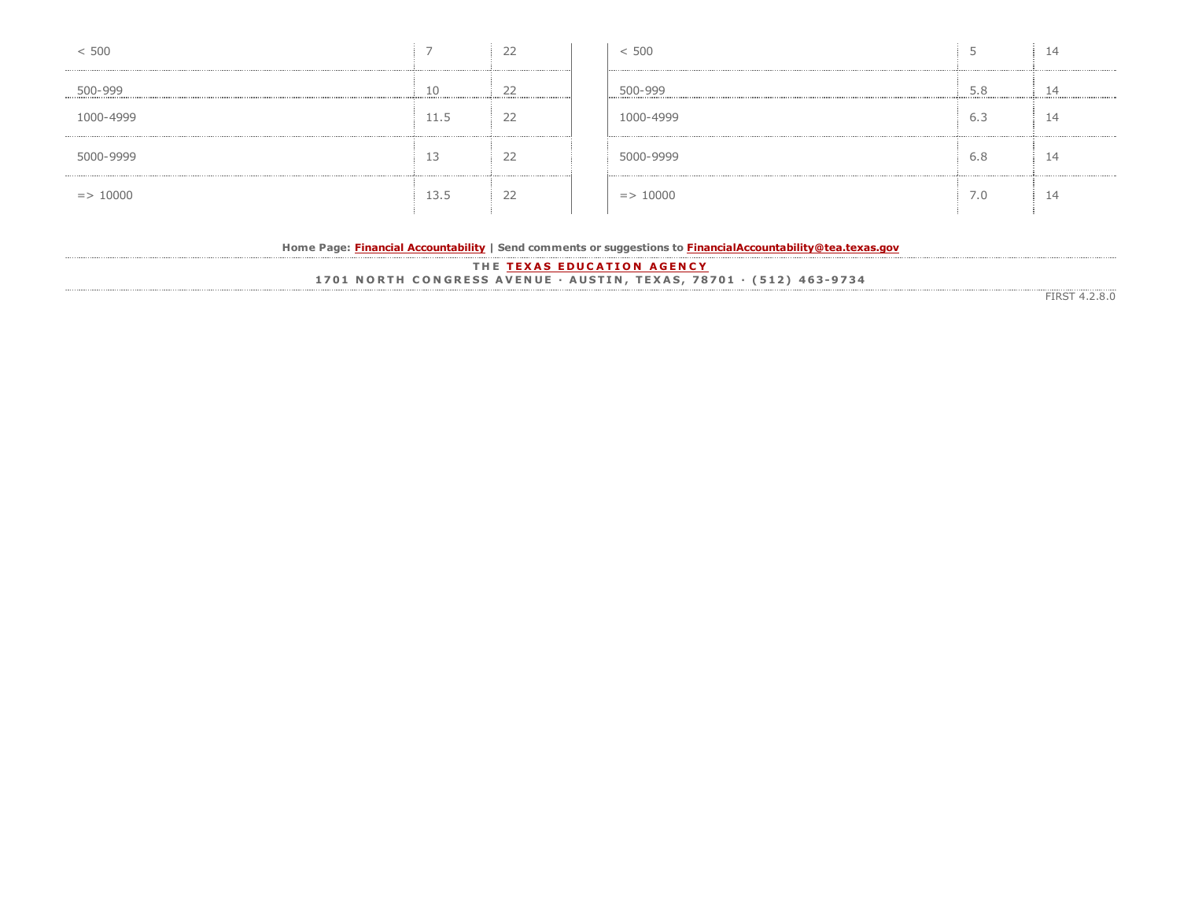| | | |
|---|---|---|
| < 500 | 7 | 22 |
| 500-999 | 10 | 22 |
| 1000-4999 | 11.5 | 22 |
| 5000-9999 | 13 | 22 |
| => 10000 | 13.5 | 22 |

| | | |
|---|---|---|
| < 500 | 5 | 14 |
| 500-999 | 5.8 | 14 |
| 1000-4999 | 6.3 | 14 |
| 5000-9999 | 6.8 | 14 |
| => 10000 | 7.0 | 14 |

**Home Page: Financial Accountability | Send comments or suggestions to FinancialAccountability@tea.texas.gov**

**THE TEXAS EDUCATION AGENCY**
**1701 NORTH CONGRESS AVENUE · AUSTIN, TEXAS, 78701 · (512) 463-9734**

FIRST 4.2.8.0